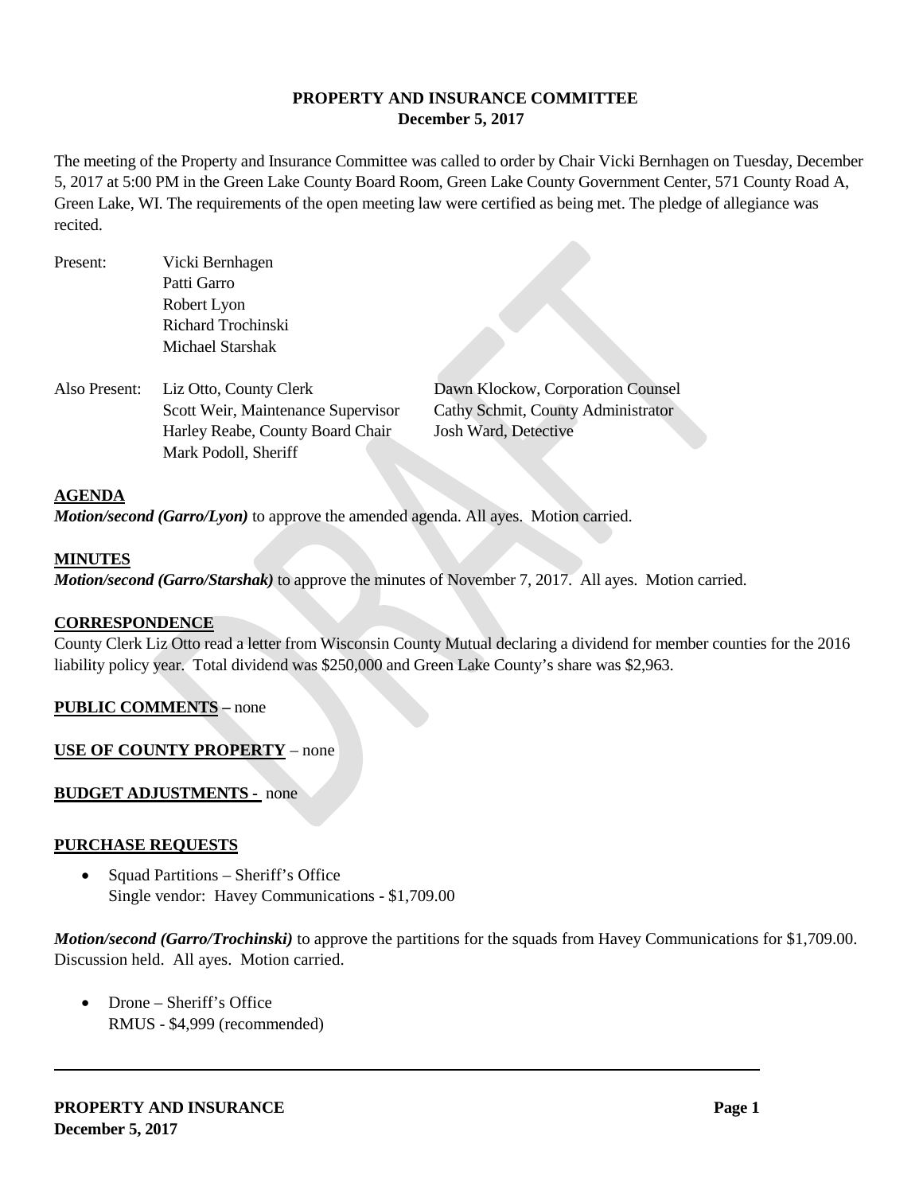**PROPERTY AND INSURANCE COMMITTEE**
**December 5, 2017**

The meeting of the Property and Insurance Committee was called to order by Chair Vicki Bernhagen on Tuesday, December 5, 2017 at 5:00 PM in the Green Lake County Board Room, Green Lake County Government Center, 571 County Road A, Green Lake, WI. The requirements of the open meeting law were certified as being met. The pledge of allegiance was recited.

Present:
- Vicki Bernhagen
- Patti Garro
- Robert Lyon
- Richard Trochinski
- Michael Starshak

Also Present:
- Liz Otto, County Clerk
- Scott Weir, Maintenance Supervisor
- Harley Reabe, County Board Chair
- Mark Podoll, Sheriff
- Dawn Klockow, Corporation Counsel
- Cathy Schmit, County Administrator
- Josh Ward, Detective

**AGENDA**

***Motion/second (Garro/Lyon)*** to approve the amended agenda. All ayes. Motion carried.

**MINUTES**

***Motion/second (Garro/Starshak)*** to approve the minutes of November 7, 2017. All ayes. Motion carried.

**CORRESPONDENCE**

County Clerk Liz Otto read a letter from Wisconsin County Mutual declaring a dividend for member counties for the 2016 liability policy year. Total dividend was $250,000 and Green Lake County's share was $2,963.

**PUBLIC COMMENTS** – none

**USE OF COUNTY PROPERTY** – none

**BUDGET ADJUSTMENTS -** none

**PURCHASE REQUESTS**

- Squad Partitions – Sheriff's Office
  Single vendor: Havey Communications - $1,709.00

***Motion/second (Garro/Trochinski)*** to approve the partitions for the squads from Havey Communications for $1,709.00. Discussion held. All ayes. Motion carried.

- Drone – Sheriff's Office
  RMUS - $4,999 (recommended)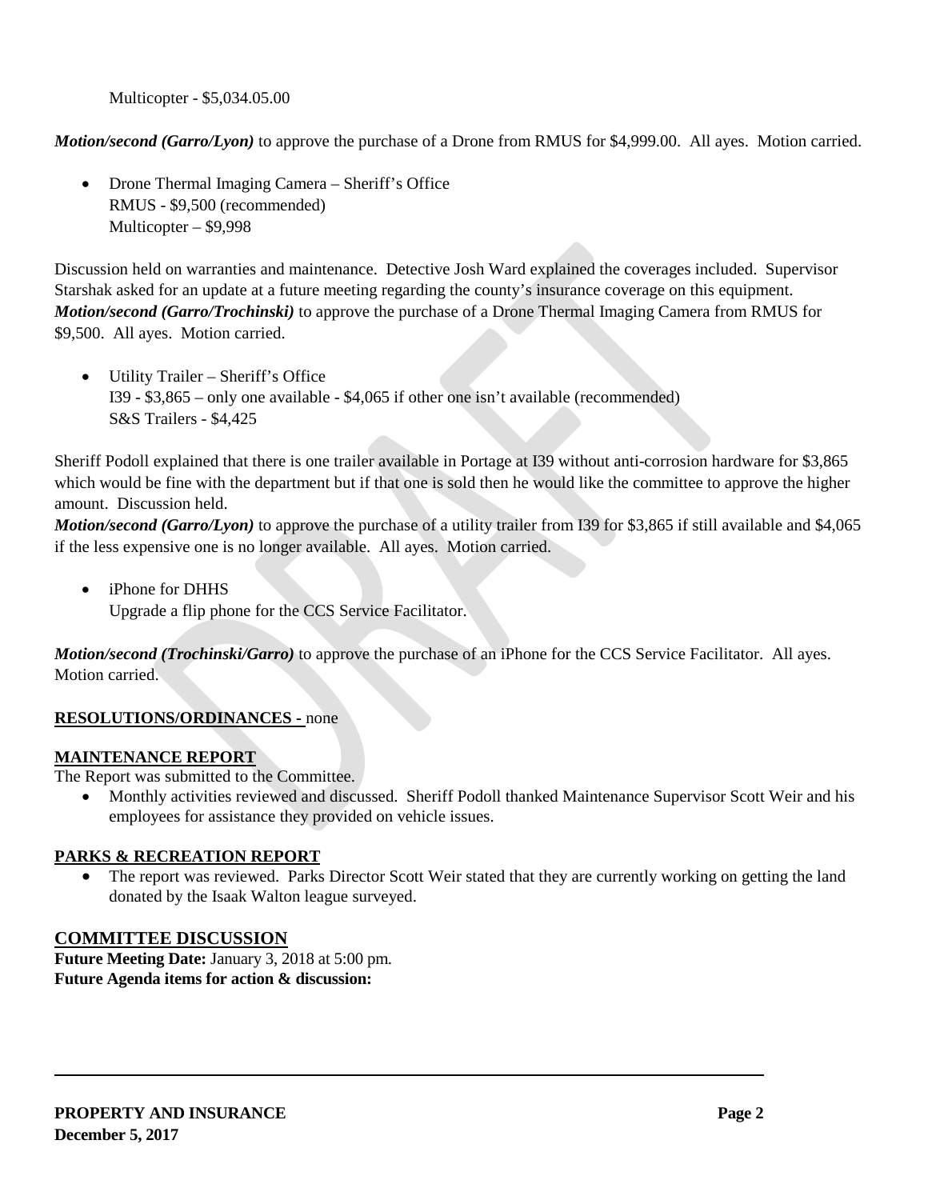Multicopter - $5,034.05.00

***Motion/second (Garro/Lyon)*** to approve the purchase of a Drone from RMUS for $4,999.00. All ayes. Motion carried.

- Drone Thermal Imaging Camera – Sheriff's Office
  RMUS - $9,500 (recommended)
  Multicopter – $9,998

Discussion held on warranties and maintenance. Detective Josh Ward explained the coverages included. Supervisor Starshak asked for an update at a future meeting regarding the county's insurance coverage on this equipment. ***Motion/second (Garro/Trochinski)*** to approve the purchase of a Drone Thermal Imaging Camera from RMUS for $9,500. All ayes. Motion carried.

- Utility Trailer – Sheriff's Office
  I39 - $3,865 – only one available - $4,065 if other one isn't available (recommended)
  S&S Trailers - $4,425

Sheriff Podoll explained that there is one trailer available in Portage at I39 without anti-corrosion hardware for $3,865 which would be fine with the department but if that one is sold then he would like the committee to approve the higher amount. Discussion held.

***Motion/second (Garro/Lyon)*** to approve the purchase of a utility trailer from I39 for $3,865 if still available and $4,065 if the less expensive one is no longer available. All ayes. Motion carried.

- iPhone for DHHS
  Upgrade a flip phone for the CCS Service Facilitator.

***Motion/second (Trochinski/Garro)*** to approve the purchase of an iPhone for the CCS Service Facilitator. All ayes. Motion carried.

**RESOLUTIONS/ORDINANCES -** none

**MAINTENANCE REPORT**

The Report was submitted to the Committee.

- Monthly activities reviewed and discussed. Sheriff Podoll thanked Maintenance Supervisor Scott Weir and his employees for assistance they provided on vehicle issues.

**PARKS & RECREATION REPORT**

- The report was reviewed. Parks Director Scott Weir stated that they are currently working on getting the land donated by the Isaak Walton league surveyed.

## COMMITTEE DISCUSSION

**Future Meeting Date:** January 3, 2018 at 5:00 pm.

**Future Agenda items for action & discussion:**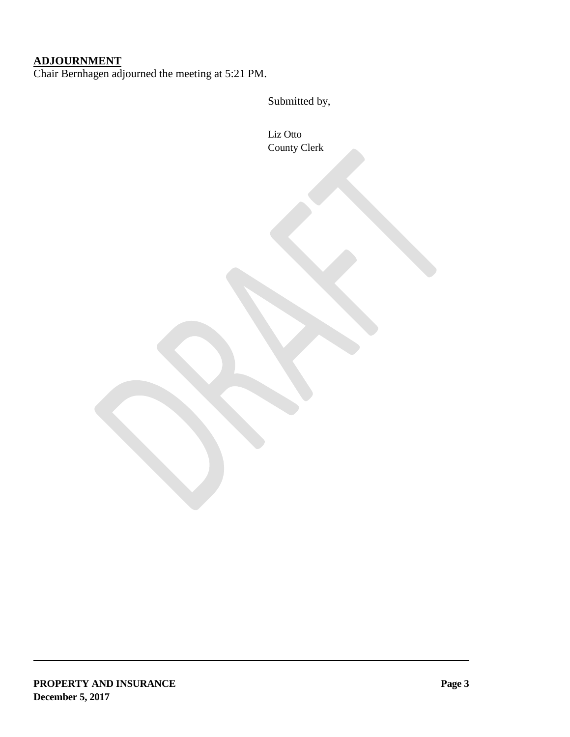**ADJOURNMENT**

Chair Bernhagen adjourned the meeting at 5:21 PM.

Submitted by,

Liz Otto
County Clerk